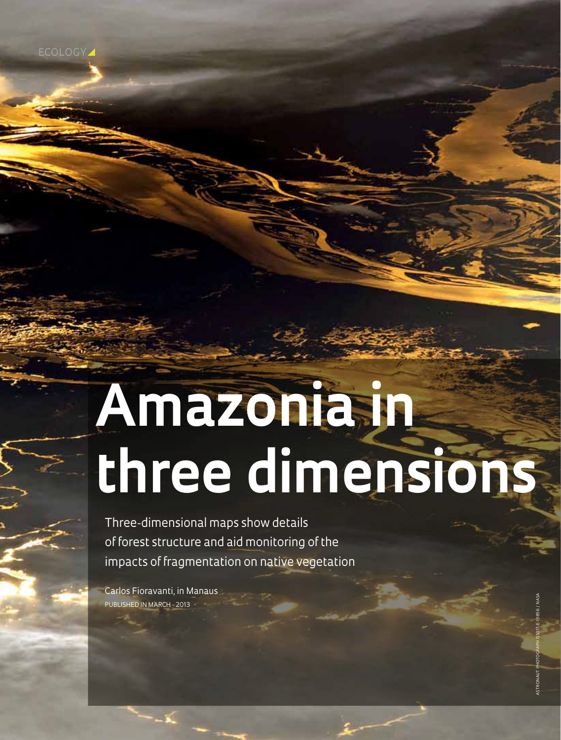ECOLOGY

# Amazonia in three dimensions

Three-dimensional maps show details of forest structure and aid monitoring of the impacts of fragmentation on native vegetation

Carlos Fioravanti, in Manaus

PUBLISHED IN MARCH - 2013

ASTRONAUT PHOTOGRAPH ISS017-E-13856 / NASA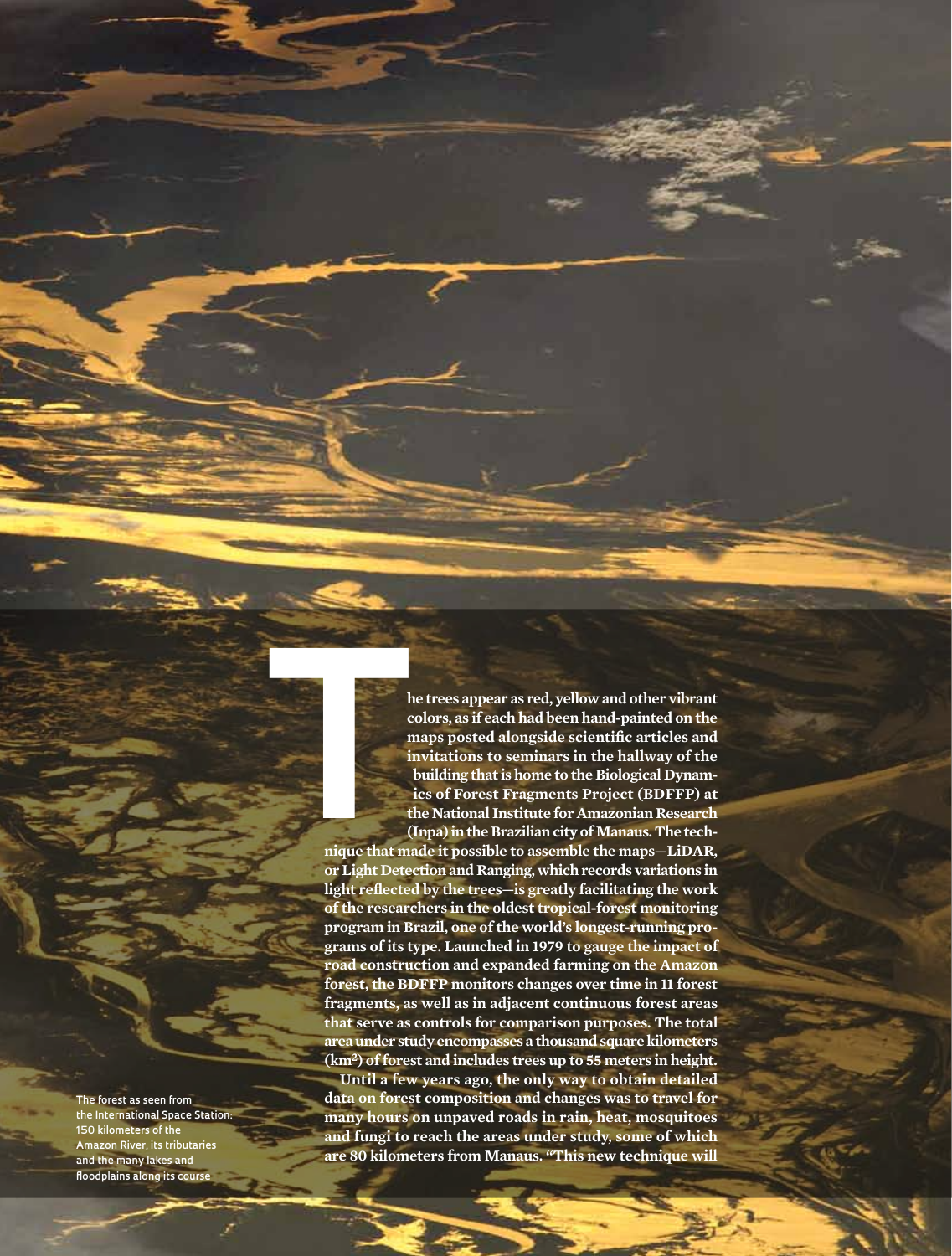The trees appear as red, yellow and other vibrant colors, as if each had been hand-painted on the maps posted alongside scientific articles and invitations to seminars in the hallway of the building that is home to the Biological Dynamics of Forest Fragments Project (BDFFP) at the National Institute for Amazonian Research (Inpa) in the Brazilian city of Manaus. The technique that made it possible to assemble the maps—LiDAR, or Light Detection and Ranging, which records variations in light reflected by the trees—is greatly facilitating the work of the researchers in the oldest tropical-forest monitoring program in Brazil, one of the world's longest-running programs of its type. Launched in 1979 to gauge the impact of road construction and expanded farming on the Amazon forest, the BDFFP monitors changes over time in 11 forest fragments, as well as in adjacent continuous forest areas that serve as controls for comparison purposes. The total area under study encompasses a thousand square kilometers ($km^2$) of forest and includes trees up to 55 meters in height.

Until a few years ago, the only way to obtain detailed data on forest composition and changes was to travel for many hours on unpaved roads in rain, heat, mosquitoes and fungi to reach the areas under study, some of which are 80 kilometers from Manaus. "This new technique will

The forest as seen from the International Space Station: 150 kilometers of the Amazon River, its tributaries and the many lakes and floodplains along its course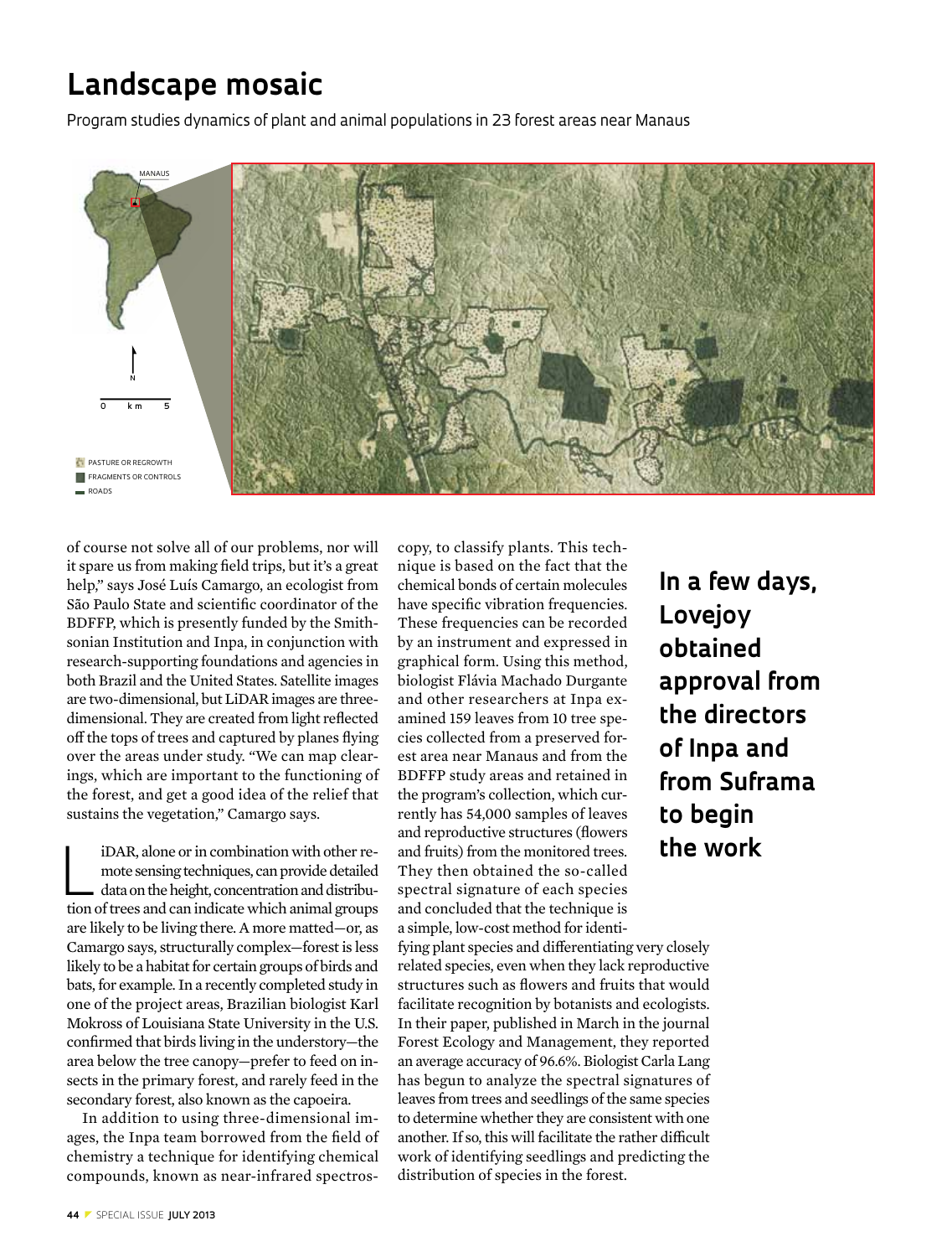# Landscape mosaic

Program studies dynamics of plant and animal populations in 23 forest areas near Manaus

MANAUS

N

0 km 5

PASTURE OR REGROWTH

FRAGMENTS OR CONTROLS

ROADS

of course not solve all of our problems, nor will it spare us from making field trips, but it's a great help," says José Luís Camargo, an ecologist from São Paulo State and scientific coordinator of the BDFFP, which is presently funded by the Smithsonian Institution and Inpa, in conjunction with research-supporting foundations and agencies in both Brazil and the United States. Satellite images are two-dimensional, but LiDAR images are three-dimensional. They are created from light reflected off the tops of trees and captured by planes flying over the areas under study. "We can map clearings, which are important to the functioning of the forest, and get a good idea of the relief that sustains the vegetation," Camargo says.

LiDAR, alone or in combination with other remote sensing techniques, can provide detailed data on the height, concentration and distribution of trees and can indicate which animal groups are likely to be living there. A more matted—or, as Camargo says, structurally complex—forest is less likely to be a habitat for certain groups of birds and bats, for example. In a recently completed study in one of the project areas, Brazilian biologist Karl Mokross of Louisiana State University in the U.S. confirmed that birds living in the understory—the area below the tree canopy—prefer to feed on insects in the primary forest, and rarely feed in the secondary forest, also known as the capoeira.

In addition to using three-dimensional images, the Inpa team borrowed from the field of chemistry a technique for identifying chemical compounds, known as near-infrared spectroscopy, to classify plants. This technique is based on the fact that the chemical bonds of certain molecules have specific vibration frequencies. These frequencies can be recorded by an instrument and expressed in graphical form. Using this method, biologist Flávia Machado Durgante and other researchers at Inpa examined 159 leaves from 10 tree species collected from a preserved forest area near Manaus and from the BDFFP study areas and retained in the program's collection, which currently has 54,000 samples of leaves and reproductive structures (flowers and fruits) from the monitored trees. They then obtained the so-called spectral signature of each species and concluded that the technique is a simple, low-cost method for identifying plant species and differentiating very closely related species, even when they lack reproductive structures such as flowers and fruits that would facilitate recognition by botanists and ecologists. In their paper, published in March in the journal Forest Ecology and Management, they reported an average accuracy of 96.6%. Biologist Carla Lang has begun to analyze the spectral signatures of leaves from trees and seedlings of the same species to determine whether they are consistent with one another. If so, this will facilitate the rather difficult work of identifying seedlings and predicting the distribution of species in the forest.

**In a few days, Lovejoy obtained approval from the directors of Inpa and from Suframa to begin the work**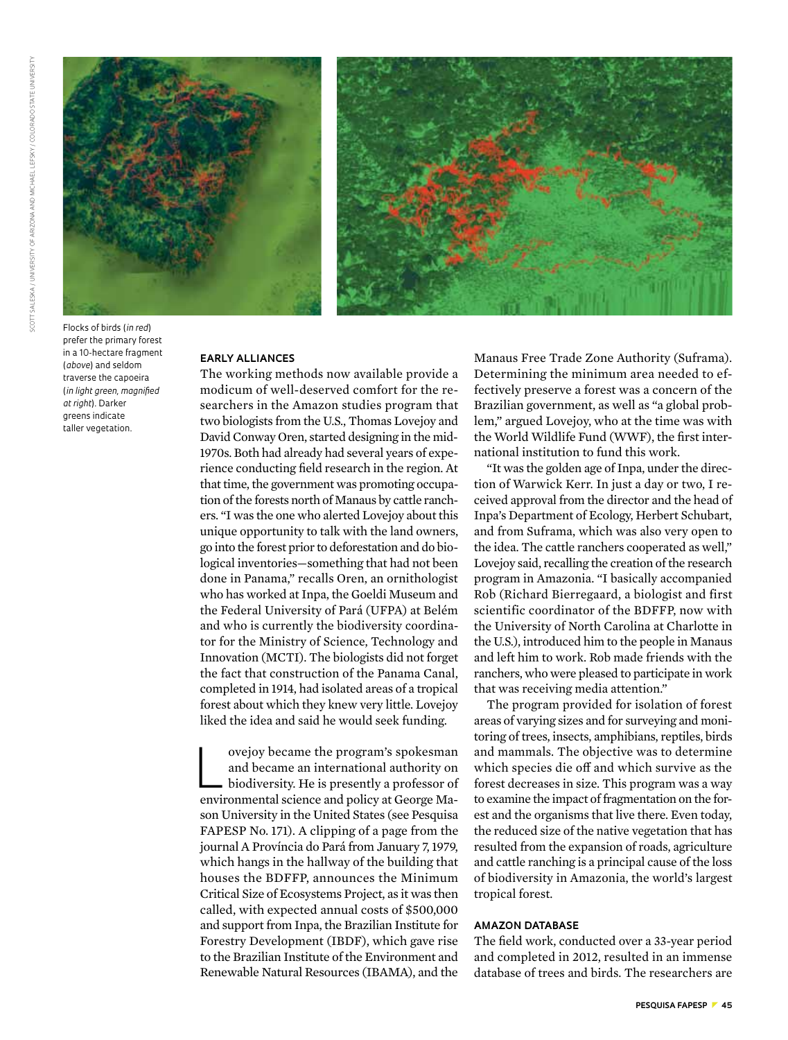Flocks of birds (*in red*) prefer the primary forest in a 10-hectare fragment (*above*) and seldom traverse the capoeira (*in light green, magnified at right*). Darker greens indicate taller vegetation.

### EARLY ALLIANCES

The working methods now available provide a modicum of well-deserved comfort for the researchers in the Amazon studies program that two biologists from the U.S., Thomas Lovejoy and David Conway Oren, started designing in the mid-1970s. Both had already had several years of experience conducting field research in the region. At that time, the government was promoting occupation of the forests north of Manaus by cattle ranchers. "I was the one who alerted Lovejoy about this unique opportunity to talk with the land owners, go into the forest prior to deforestation and do biological inventories—something that had not been done in Panama," recalls Oren, an ornithologist who has worked at Inpa, the Goeldi Museum and the Federal University of Pará (UFPA) at Belém and who is currently the biodiversity coordinator for the Ministry of Science, Technology and Innovation (MCTI). The biologists did not forget the fact that construction of the Panama Canal, completed in 1914, had isolated areas of a tropical forest about which they knew very little. Lovejoy liked the idea and said he would seek funding.

Lovejoy became the program's spokesman and became an international authority on biodiversity. He is presently a professor of environmental science and policy at George Mason University in the United States (see Pesquisa FAPESP No. 171). A clipping of a page from the journal A Província do Pará from January 7, 1979, which hangs in the hallway of the building that houses the BDFFP, announces the Minimum Critical Size of Ecosystems Project, as it was then called, with expected annual costs of $500,000 and support from Inpa, the Brazilian Institute for Forestry Development (IBDF), which gave rise to the Brazilian Institute of the Environment and Renewable Natural Resources (IBAMA), and the Manaus Free Trade Zone Authority (Suframa). Determining the minimum area needed to effectively preserve a forest was a concern of the Brazilian government, as well as "a global problem," argued Lovejoy, who at the time was with the World Wildlife Fund (WWF), the first international institution to fund this work.

"It was the golden age of Inpa, under the direction of Warwick Kerr. In just a day or two, I received approval from the director and the head of Inpa's Department of Ecology, Herbert Schubart, and from Suframa, which was also very open to the idea. The cattle ranchers cooperated as well," Lovejoy said, recalling the creation of the research program in Amazonia. "I basically accompanied Rob (Richard Bierregaard, a biologist and first scientific coordinator of the BDFFP, now with the University of North Carolina at Charlotte in the U.S.), introduced him to the people in Manaus and left him to work. Rob made friends with the ranchers, who were pleased to participate in work that was receiving media attention."

The program provided for isolation of forest areas of varying sizes and for surveying and monitoring of trees, insects, amphibians, reptiles, birds and mammals. The objective was to determine which species die off and which survive as the forest decreases in size. This program was a way to examine the impact of fragmentation on the forest and the organisms that live there. Even today, the reduced size of the native vegetation that has resulted from the expansion of roads, agriculture and cattle ranching is a principal cause of the loss of biodiversity in Amazonia, the world's largest tropical forest.

### AMAZON DATABASE

The field work, conducted over a 33-year period and completed in 2012, resulted in an immense database of trees and birds. The researchers are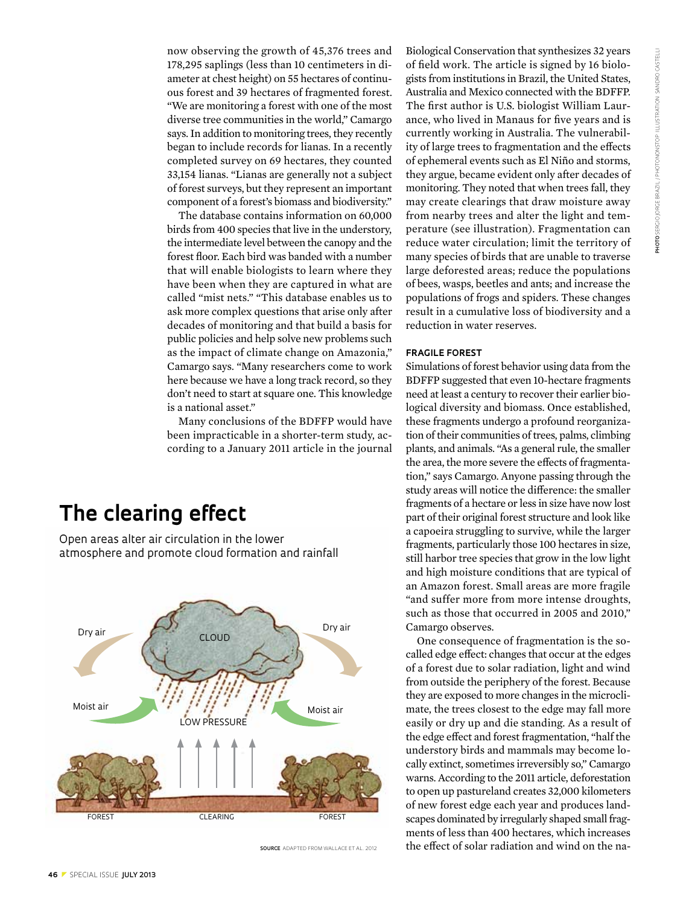now observing the growth of 45,376 trees and 178,295 saplings (less than 10 centimeters in diameter at chest height) on 55 hectares of continuous forest and 39 hectares of fragmented forest. "We are monitoring a forest with one of the most diverse tree communities in the world," Camargo says. In addition to monitoring trees, they recently began to include records for lianas. In a recently completed survey on 69 hectares, they counted 33,154 lianas. "Lianas are generally not a subject of forest surveys, but they represent an important component of a forest's biomass and biodiversity."

The database contains information on 60,000 birds from 400 species that live in the understory, the intermediate level between the canopy and the forest floor. Each bird was banded with a number that will enable biologists to learn where they have been when they are captured in what are called "mist nets." "This database enables us to ask more complex questions that arise only after decades of monitoring and that build a basis for public policies and help solve new problems such as the impact of climate change on Amazonia," Camargo says. "Many researchers come to work here because we have a long track record, so they don't need to start at square one. This knowledge is a national asset."

Many conclusions of the BDFFP would have been impracticable in a shorter-term study, according to a January 2011 article in the journal Biological Conservation that synthesizes 32 years of field work. The article is signed by 16 biologists from institutions in Brazil, the United States, Australia and Mexico connected with the BDFFP. The first author is U.S. biologist William Laurance, who lived in Manaus for five years and is currently working in Australia. The vulnerability of large trees to fragmentation and the effects of ephemeral events such as El Niño and storms, they argue, became evident only after decades of monitoring. They noted that when trees fall, they may create clearings that draw moisture away from nearby trees and alter the light and temperature (see illustration). Fragmentation can reduce water circulation; limit the territory of many species of birds that are unable to traverse large deforested areas; reduce the populations of bees, wasps, beetles and ants; and increase the populations of frogs and spiders. These changes result in a cumulative loss of biodiversity and a reduction in water reserves.

## The clearing effect

Open areas alter air circulation in the lower atmosphere and promote cloud formation and rainfall

Dry air — CLOUD — Dry air

Moist air — LOW PRESSURE — Moist air

FOREST — CLEARING — FOREST

**SOURCE** ADAPTED FROM WALLACE ET AL. 2012

### FRAGILE FOREST

Simulations of forest behavior using data from the BDFFP suggested that even 10-hectare fragments need at least a century to recover their earlier biological diversity and biomass. Once established, these fragments undergo a profound reorganization of their communities of trees, palms, climbing plants, and animals. "As a general rule, the smaller the area, the more severe the effects of fragmentation," says Camargo. Anyone passing through the study areas will notice the difference: the smaller fragments of a hectare or less in size have now lost part of their original forest structure and look like a capoeira struggling to survive, while the larger fragments, particularly those 100 hectares in size, still harbor tree species that grow in the low light and high moisture conditions that are typical of an Amazon forest. Small areas are more fragile "and suffer more from more intense droughts, such as those that occurred in 2005 and 2010," Camargo observes.

One consequence of fragmentation is the so-called edge effect: changes that occur at the edges of a forest due to solar radiation, light and wind from outside the periphery of the forest. Because they are exposed to more changes in the microclimate, the trees closest to the edge may fall more easily or dry up and die standing. As a result of the edge effect and forest fragmentation, "half the understory birds and mammals may become locally extinct, sometimes irreversibly so," Camargo warns. According to the 2011 article, deforestation to open up pastureland creates 32,000 kilometers of new forest edge each year and produces landscapes dominated by irregularly shaped small fragments of less than 400 hectares, which increases the effect of solar radiation and wind on the na-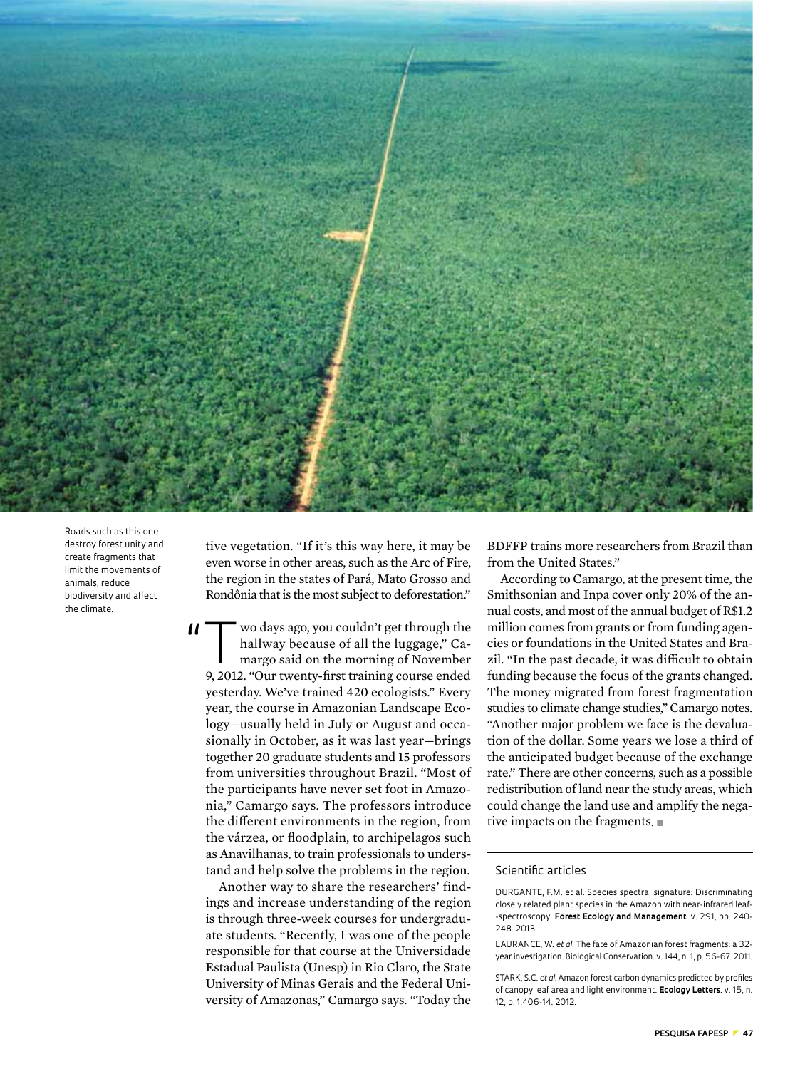Roads such as this one destroy forest unity and create fragments that limit the movements of animals, reduce biodiversity and affect the climate.

tive vegetation. "If it's this way here, it may be even worse in other areas, such as the Arc of Fire, the region in the states of Pará, Mato Grosso and Rondônia that is the most subject to deforestation."

"Two days ago, you couldn't get through the hallway because of all the luggage," Camargo said on the morning of November 9, 2012. "Our twenty-first training course ended yesterday. We've trained 420 ecologists." Every year, the course in Amazonian Landscape Ecology—usually held in July or August and occasionally in October, as it was last year—brings together 20 graduate students and 15 professors from universities throughout Brazil. "Most of the participants have never set foot in Amazonia," Camargo says. The professors introduce the different environments in the region, from the várzea, or floodplain, to archipelagos such as Anavilhanas, to train professionals to understand and help solve the problems in the region.

Another way to share the researchers' findings and increase understanding of the region is through three-week courses for undergraduate students. "Recently, I was one of the people responsible for that course at the Universidade Estadual Paulista (Unesp) in Rio Claro, the State University of Minas Gerais and the Federal University of Amazonas," Camargo says. "Today the BDFFP trains more researchers from Brazil than from the United States."

According to Camargo, at the present time, the Smithsonian and Inpa cover only 20% of the annual costs, and most of the annual budget of R$1.2 million comes from grants or from funding agencies or foundations in the United States and Brazil. "In the past decade, it was difficult to obtain funding because the focus of the grants changed. The money migrated from forest fragmentation studies to climate change studies," Camargo notes. "Another major problem we face is the devaluation of the dollar. Some years we lose a third of the anticipated budget because of the exchange rate." There are other concerns, such as a possible redistribution of land near the study areas, which could change the land use and amplify the negative impacts on the fragments. ■

### Scientific articles

DURGANTE, F.M. et al. Species spectral signature: Discriminating closely related plant species in the Amazon with near-infrared leaf-spectroscopy. **Forest Ecology and Management**. v. 291, pp. 240-248. 2013.

LAURANCE, W. *et al.* The fate of Amazonian forest fragments: a 32-year investigation. Biological Conservation. v. 144, n. 1, p. 56-67. 2011.

STARK, S.C. *et al.* Amazon forest carbon dynamics predicted by profiles of canopy leaf area and light environment. **Ecology Letters**. v. 15, n. 12, p. 1.406-14. 2012.